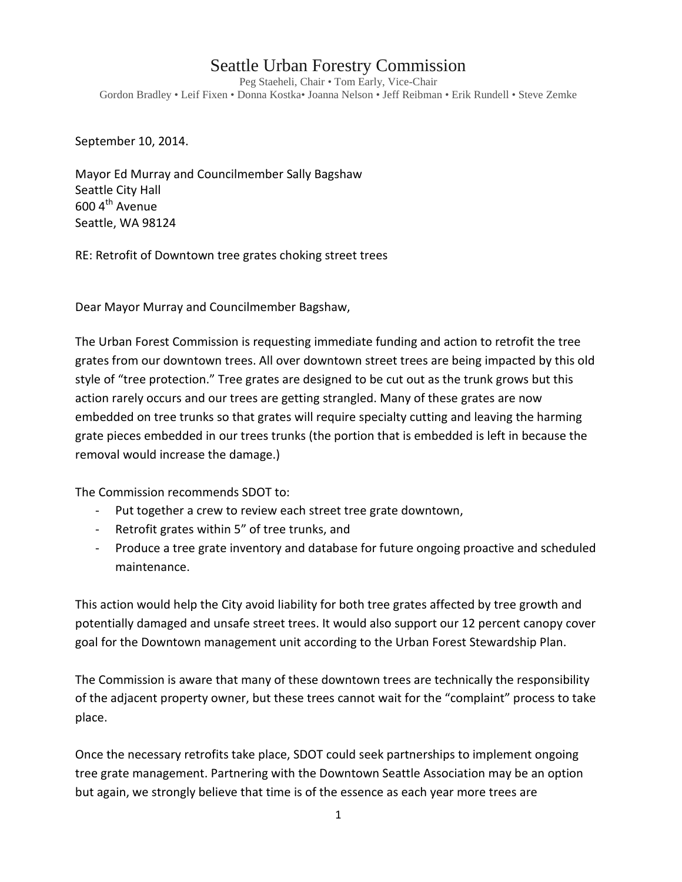# Seattle Urban Forestry Commission

Peg Staeheli, Chair • Tom Early, Vice-Chair
Gordon Bradley • Leif Fixen • Donna Kostka• Joanna Nelson • Jeff Reibman • Erik Rundell • Steve Zemke

September 10, 2014.

Mayor Ed Murray and Councilmember Sally Bagshaw
Seattle City Hall
600 4th Avenue
Seattle, WA 98124

RE: Retrofit of Downtown tree grates choking street trees

Dear Mayor Murray and Councilmember Bagshaw,

The Urban Forest Commission is requesting immediate funding and action to retrofit the tree grates from our downtown trees. All over downtown street trees are being impacted by this old style of "tree protection." Tree grates are designed to be cut out as the trunk grows but this action rarely occurs and our trees are getting strangled. Many of these grates are now embedded on tree trunks so that grates will require specialty cutting and leaving the harming grate pieces embedded in our trees trunks (the portion that is embedded is left in because the removal would increase the damage.)

The Commission recommends SDOT to:

- Put together a crew to review each street tree grate downtown,
- Retrofit grates within 5" of tree trunks, and
- Produce a tree grate inventory and database for future ongoing proactive and scheduled maintenance.

This action would help the City avoid liability for both tree grates affected by tree growth and potentially damaged and unsafe street trees. It would also support our 12 percent canopy cover goal for the Downtown management unit according to the Urban Forest Stewardship Plan.

The Commission is aware that many of these downtown trees are technically the responsibility of the adjacent property owner, but these trees cannot wait for the "complaint" process to take place.

Once the necessary retrofits take place, SDOT could seek partnerships to implement ongoing tree grate management. Partnering with the Downtown Seattle Association may be an option but again, we strongly believe that time is of the essence as each year more trees are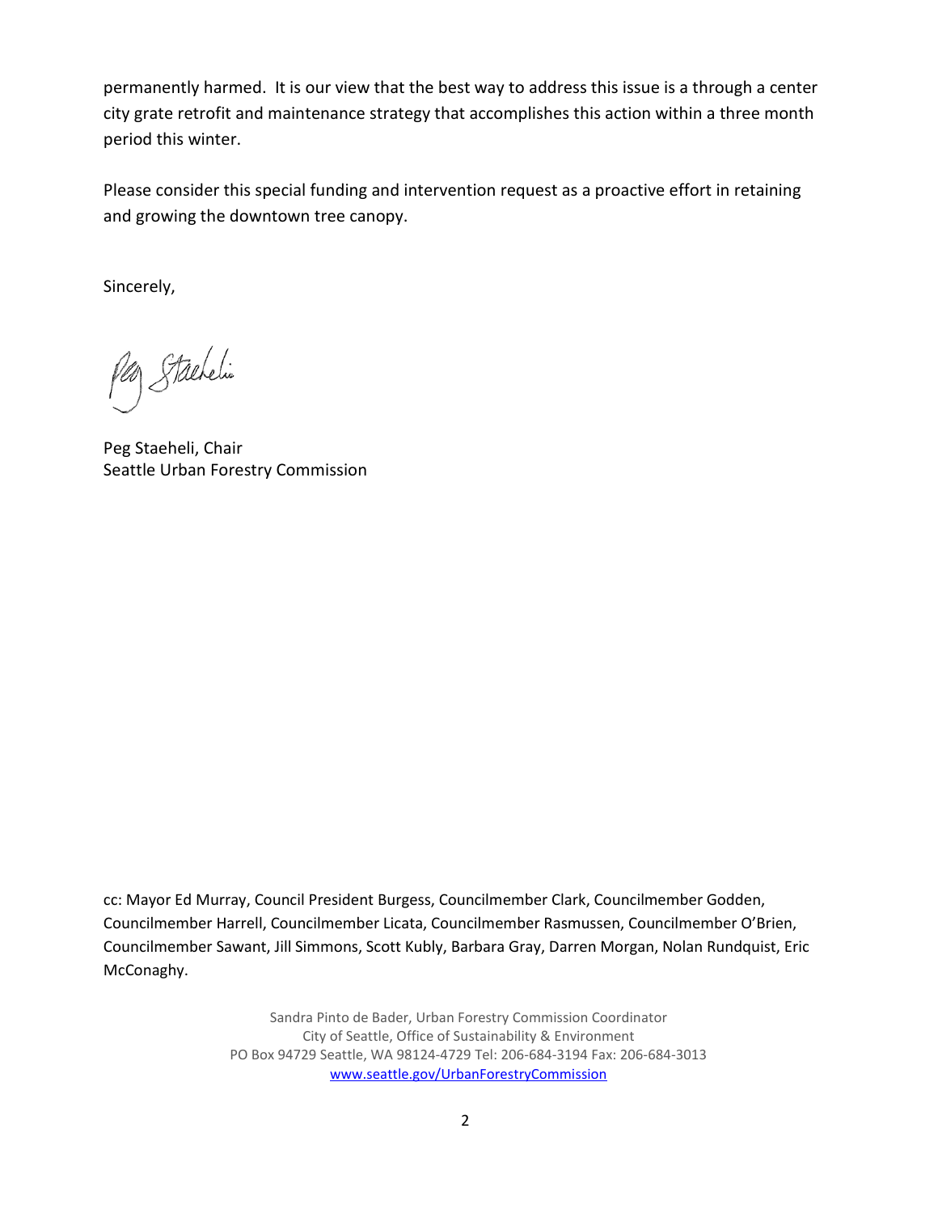permanently harmed. It is our view that the best way to address this issue is a through a center city grate retrofit and maintenance strategy that accomplishes this action within a three month period this winter.

Please consider this special funding and intervention request as a proactive effort in retaining and growing the downtown tree canopy.

Sincerely,

Peg Staeheli, Chair
Seattle Urban Forestry Commission

cc: Mayor Ed Murray, Council President Burgess, Councilmember Clark, Councilmember Godden, Councilmember Harrell, Councilmember Licata, Councilmember Rasmussen, Councilmember O'Brien, Councilmember Sawant, Jill Simmons, Scott Kubly, Barbara Gray, Darren Morgan, Nolan Rundquist, Eric McConaghy.

Sandra Pinto de Bader, Urban Forestry Commission Coordinator
City of Seattle, Office of Sustainability & Environment
PO Box 94729 Seattle, WA 98124-4729 Tel: 206-684-3194 Fax: 206-684-3013
www.seattle.gov/UrbanForestryCommission